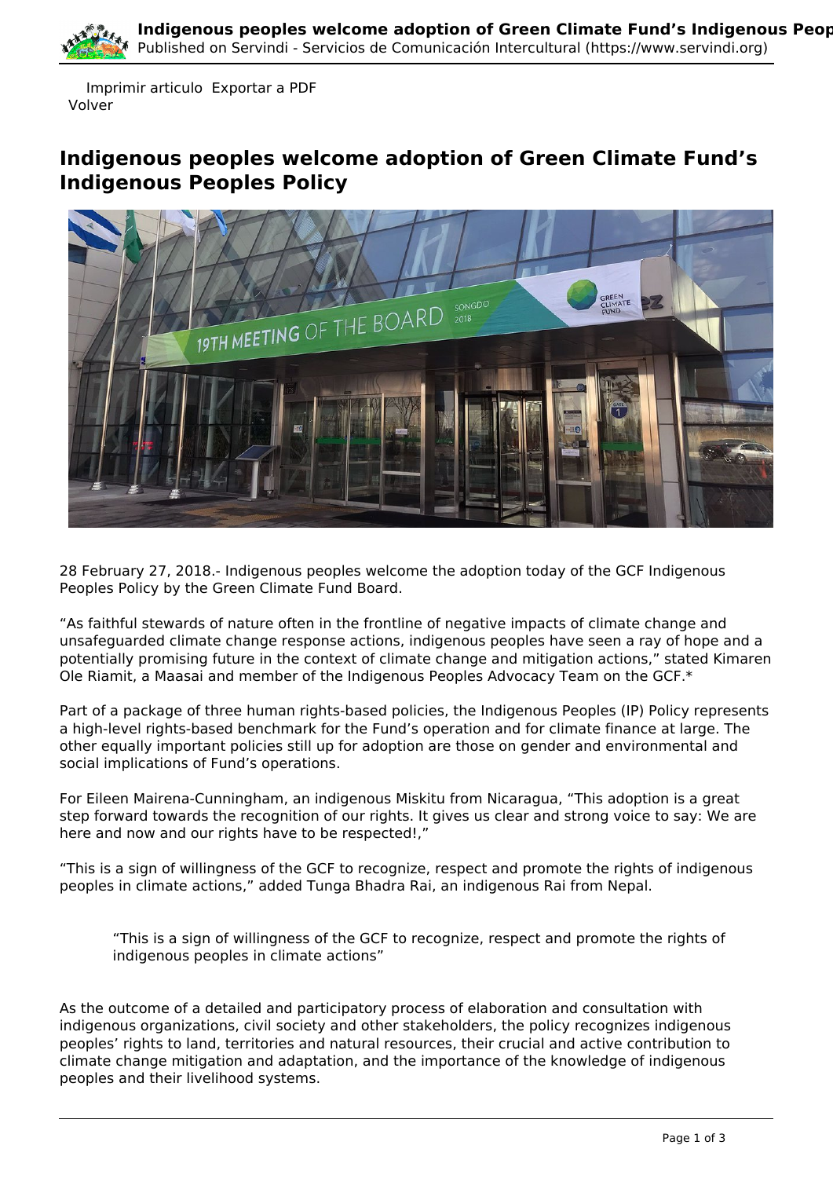Imprimir articulo  Exportar a PDF
Volver

# Indigenous peoples welcome adoption of Green Climate Fund's Indigenous Peoples Policy

28 February 27, 2018.- Indigenous peoples welcome the adoption today of the GCF Indigenous Peoples Policy by the Green Climate Fund Board.

"As faithful stewards of nature often in the frontline of negative impacts of climate change and unsafeguarded climate change response actions, indigenous peoples have seen a ray of hope and a potentially promising future in the context of climate change and mitigation actions," stated Kimaren Ole Riamit, a Maasai and member of the Indigenous Peoples Advocacy Team on the GCF.*

Part of a package of three human rights-based policies, the Indigenous Peoples (IP) Policy represents a high-level rights-based benchmark for the Fund's operation and for climate finance at large. The other equally important policies still up for adoption are those on gender and environmental and social implications of Fund's operations.

For Eileen Mairena-Cunningham, an indigenous Miskitu from Nicaragua, "This adoption is a great step forward towards the recognition of our rights. It gives us clear and strong voice to say: We are here and now and our rights have to be respected!,"

"This is a sign of willingness of the GCF to recognize, respect and promote the rights of indigenous peoples in climate actions," added Tunga Bhadra Rai, an indigenous Rai from Nepal.

> "This is a sign of willingness of the GCF to recognize, respect and promote the rights of indigenous peoples in climate actions"

As the outcome of a detailed and participatory process of elaboration and consultation with indigenous organizations, civil society and other stakeholders, the policy recognizes indigenous peoples' rights to land, territories and natural resources, their crucial and active contribution to climate change mitigation and adaptation, and the importance of the knowledge of indigenous peoples and their livelihood systems.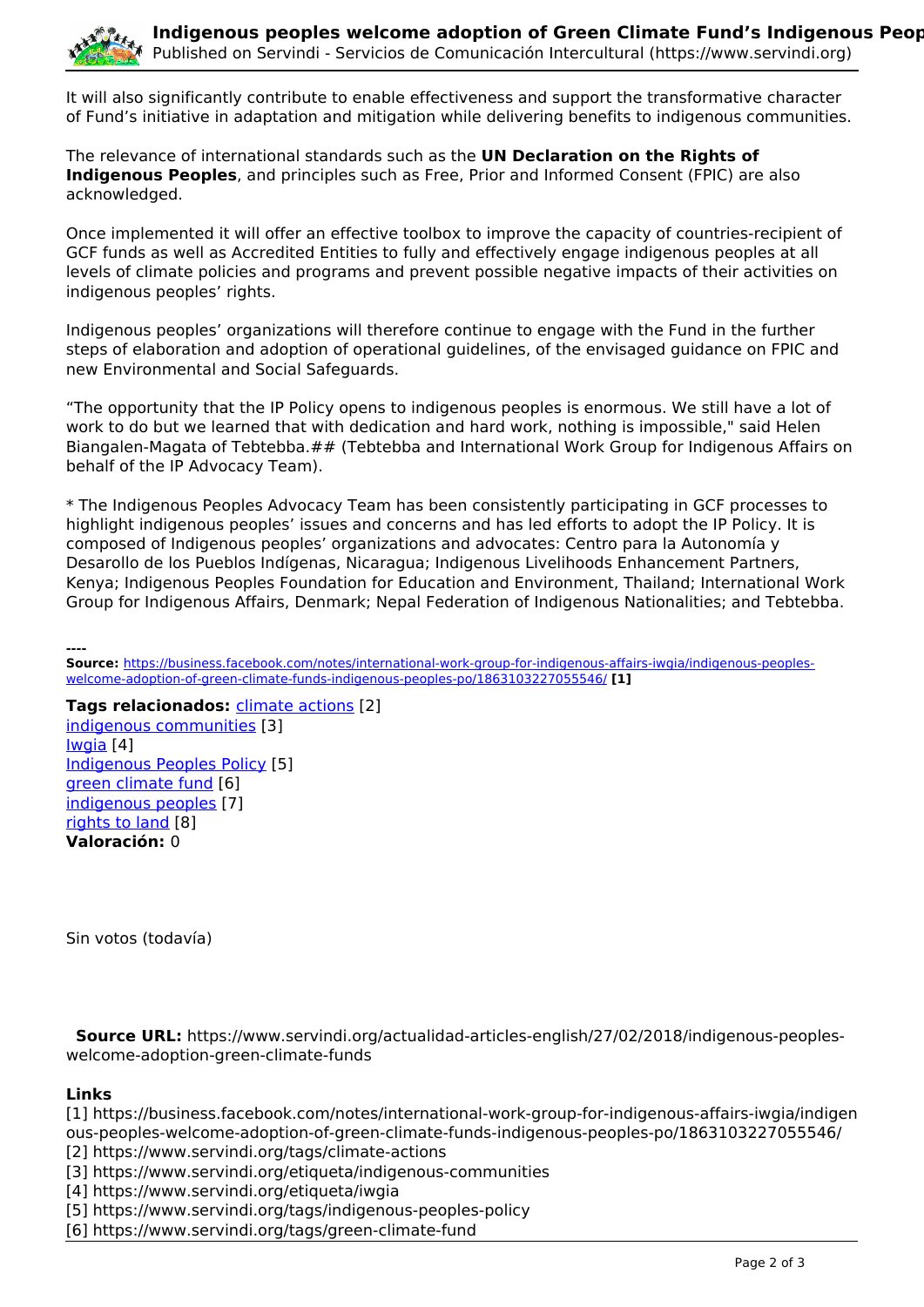It will also significantly contribute to enable effectiveness and support the transformative character of Fund's initiative in adaptation and mitigation while delivering benefits to indigenous communities.

The relevance of international standards such as the **UN Declaration on the Rights of Indigenous Peoples**, and principles such as Free, Prior and Informed Consent (FPIC) are also acknowledged.

Once implemented it will offer an effective toolbox to improve the capacity of countries-recipient of GCF funds as well as Accredited Entities to fully and effectively engage indigenous peoples at all levels of climate policies and programs and prevent possible negative impacts of their activities on indigenous peoples' rights.

Indigenous peoples' organizations will therefore continue to engage with the Fund in the further steps of elaboration and adoption of operational guidelines, of the envisaged guidance on FPIC and new Environmental and Social Safeguards.

"The opportunity that the IP Policy opens to indigenous peoples is enormous. We still have a lot of work to do but we learned that with dedication and hard work, nothing is impossible," said Helen Biangalen-Magata of Tebtebba.## (Tebtebba and International Work Group for Indigenous Affairs on behalf of the IP Advocacy Team).

* The Indigenous Peoples Advocacy Team has been consistently participating in GCF processes to highlight indigenous peoples' issues and concerns and has led efforts to adopt the IP Policy. It is composed of Indigenous peoples' organizations and advocates: Centro para la Autonomía y Desarollo de los Pueblos Indígenas, Nicaragua; Indigenous Livelihoods Enhancement Partners, Kenya; Indigenous Peoples Foundation for Education and Environment, Thailand; International Work Group for Indigenous Affairs, Denmark; Nepal Federation of Indigenous Nationalities; and Tebtebba.

----

**Source:** https://business.facebook.com/notes/international-work-group-for-indigenous-affairs-iwgia/indigenous-peoples-welcome-adoption-of-green-climate-funds-indigenous-peoples-po/1863103227055546/ **[1]**

**Tags relacionados:** climate actions [2]
indigenous communities [3]
Iwgia [4]
Indigenous Peoples Policy [5]
green climate fund [6]
indigenous peoples [7]
rights to land [8]
**Valoración:** 0

Sin votos (todavía)

**Source URL:** https://www.servindi.org/actualidad-articles-english/27/02/2018/indigenous-peoples-welcome-adoption-green-climate-funds

**Links**
[1] https://business.facebook.com/notes/international-work-group-for-indigenous-affairs-iwgia/indigenous-peoples-welcome-adoption-of-green-climate-funds-indigenous-peoples-po/1863103227055546/
[2] https://www.servindi.org/tags/climate-actions
[3] https://www.servindi.org/etiqueta/indigenous-communities
[4] https://www.servindi.org/etiqueta/iwgia
[5] https://www.servindi.org/tags/indigenous-peoples-policy
[6] https://www.servindi.org/tags/green-climate-fund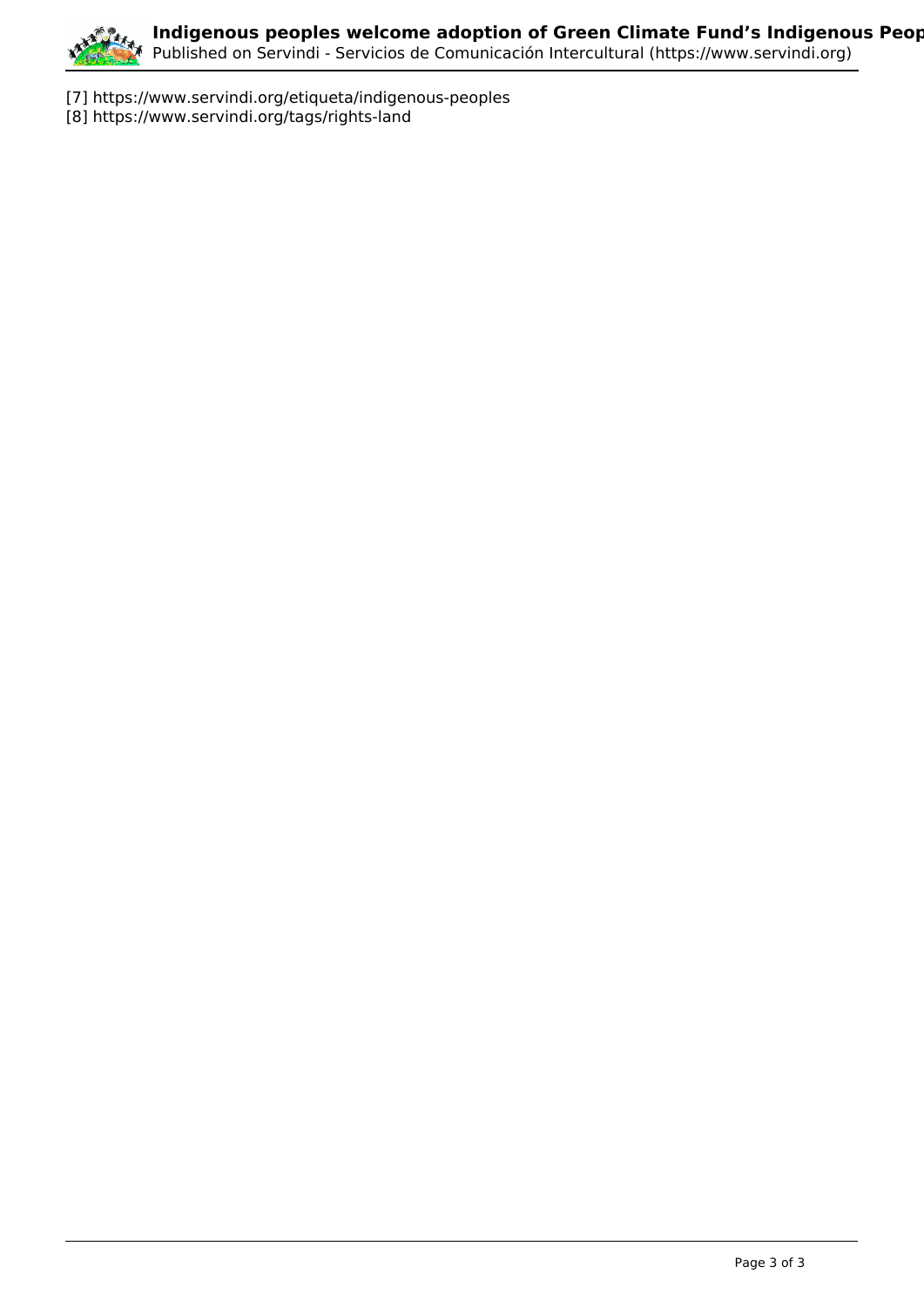[7] https://www.servindi.org/etiqueta/indigenous-peoples
[8] https://www.servindi.org/tags/rights-land